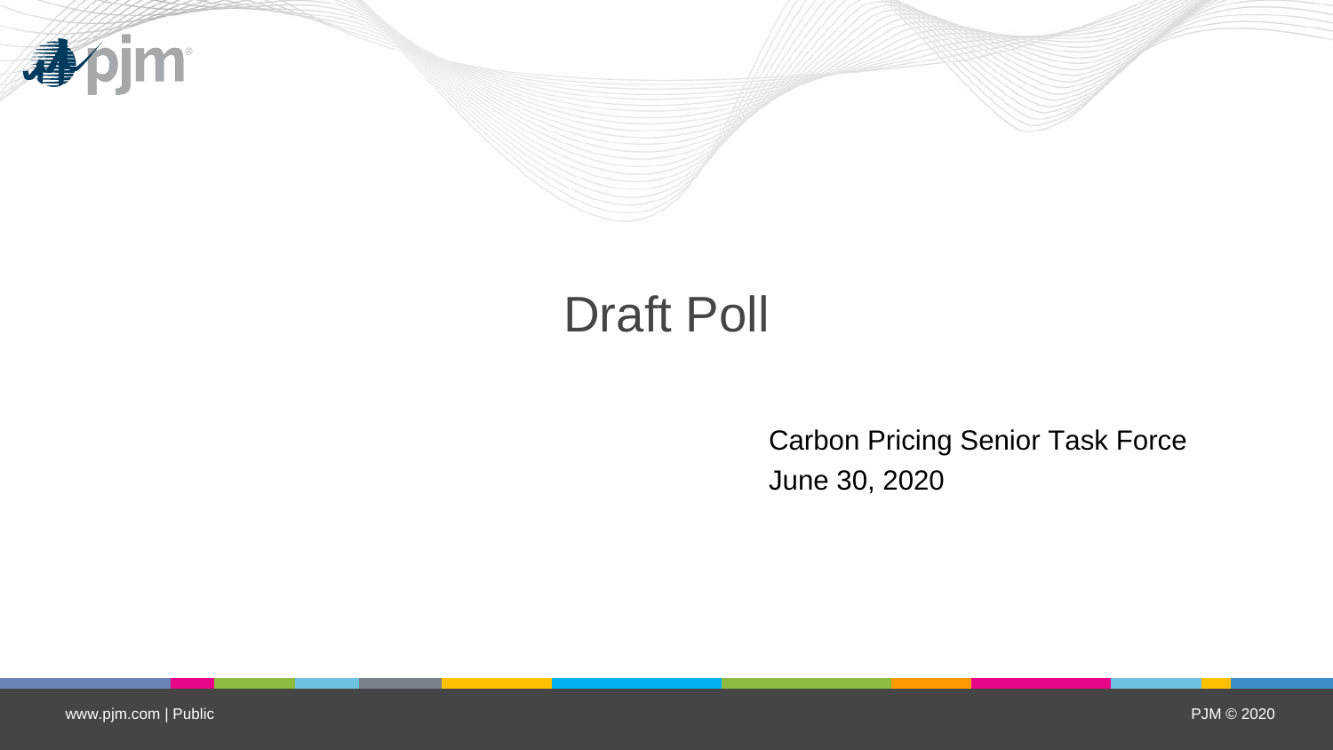# Draft Poll

Carbon Pricing Senior Task Force

June 30, 2020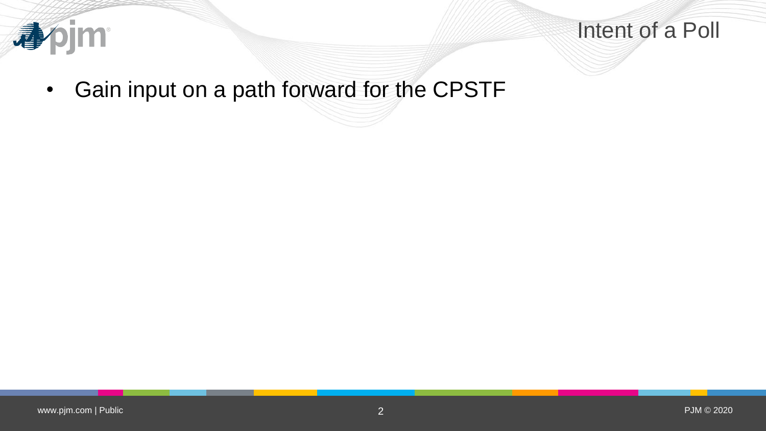# Intent of a Poll

- Gain input on a path forward for the CPSTF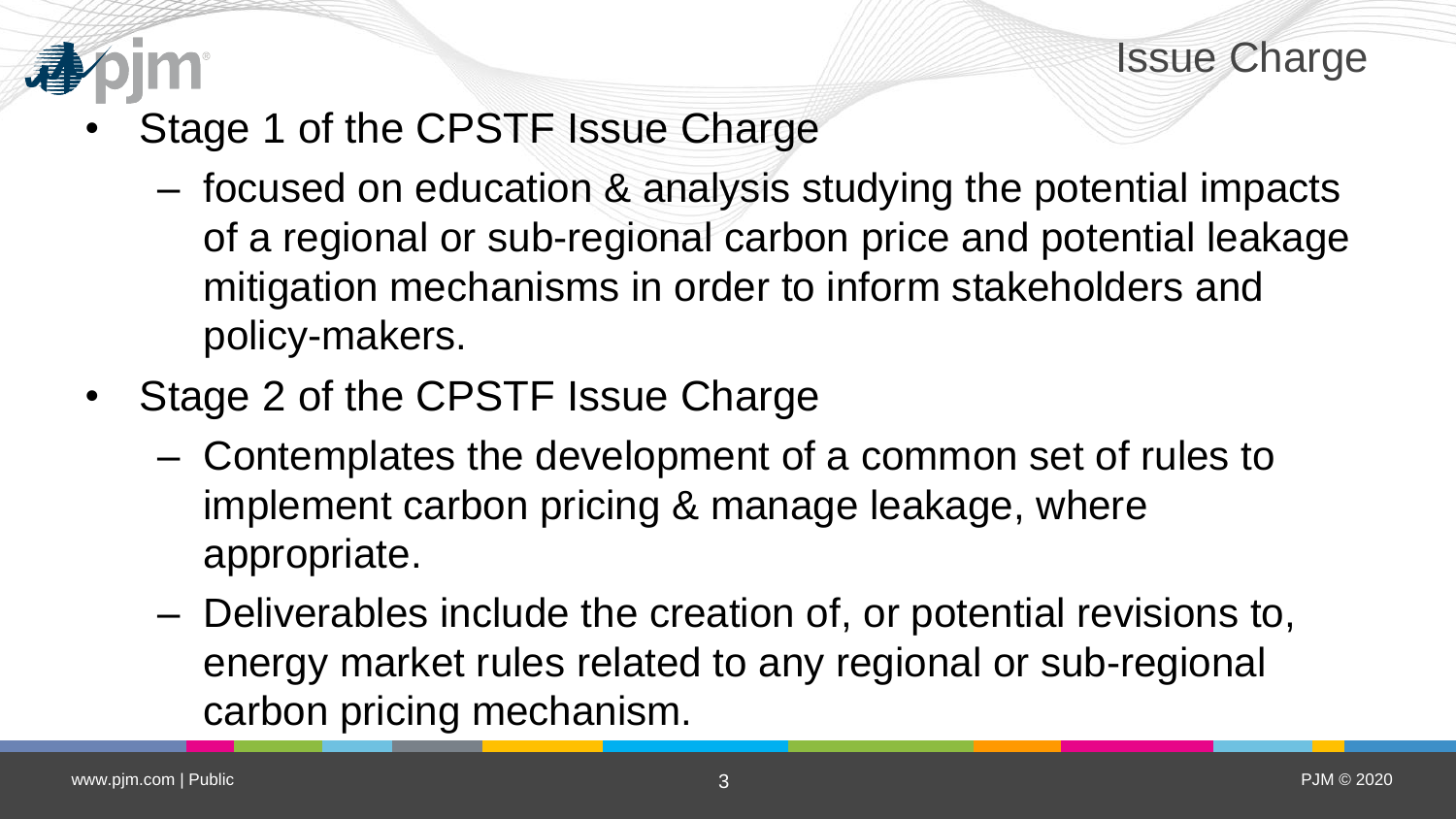# Issue Charge

- Stage 1 of the CPSTF Issue Charge
  - focused on education & analysis studying the potential impacts of a regional or sub-regional carbon price and potential leakage mitigation mechanisms in order to inform stakeholders and policy-makers.
- Stage 2 of the CPSTF Issue Charge
  - Contemplates the development of a common set of rules to implement carbon pricing & manage leakage, where appropriate.
  - Deliverables include the creation of, or potential revisions to, energy market rules related to any regional or sub-regional carbon pricing mechanism.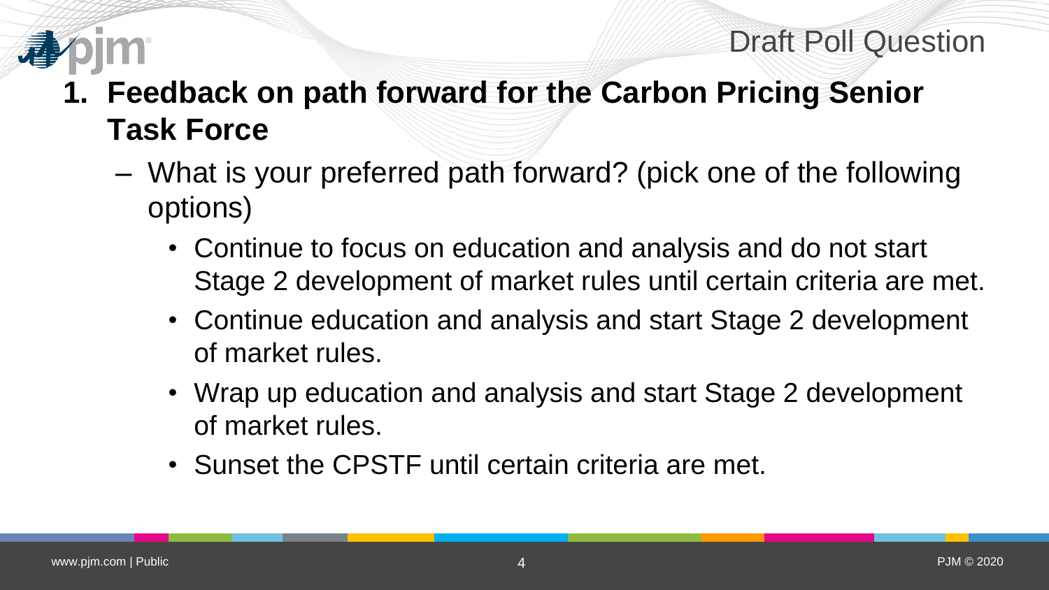Draft Poll Question

1. **Feedback on path forward for the Carbon Pricing Senior Task Force**
   - What is your preferred path forward? (pick one of the following options)
     - Continue to focus on education and analysis and do not start Stage 2 development of market rules until certain criteria are met.
     - Continue education and analysis and start Stage 2 development of market rules.
     - Wrap up education and analysis and start Stage 2 development of market rules.
     - Sunset the CPSTF until certain criteria are met.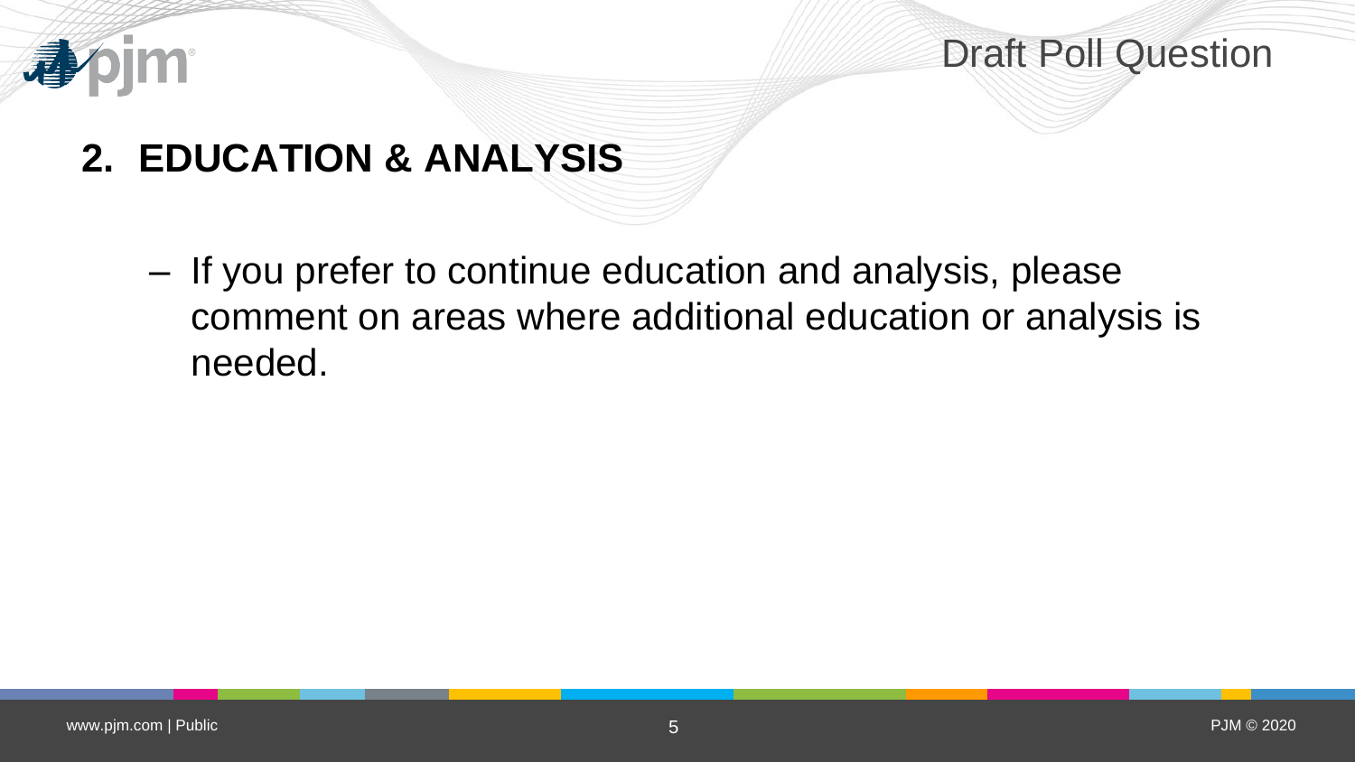Draft Poll Question

## 2. EDUCATION & ANALYSIS

- If you prefer to continue education and analysis, please comment on areas where additional education or analysis is needed.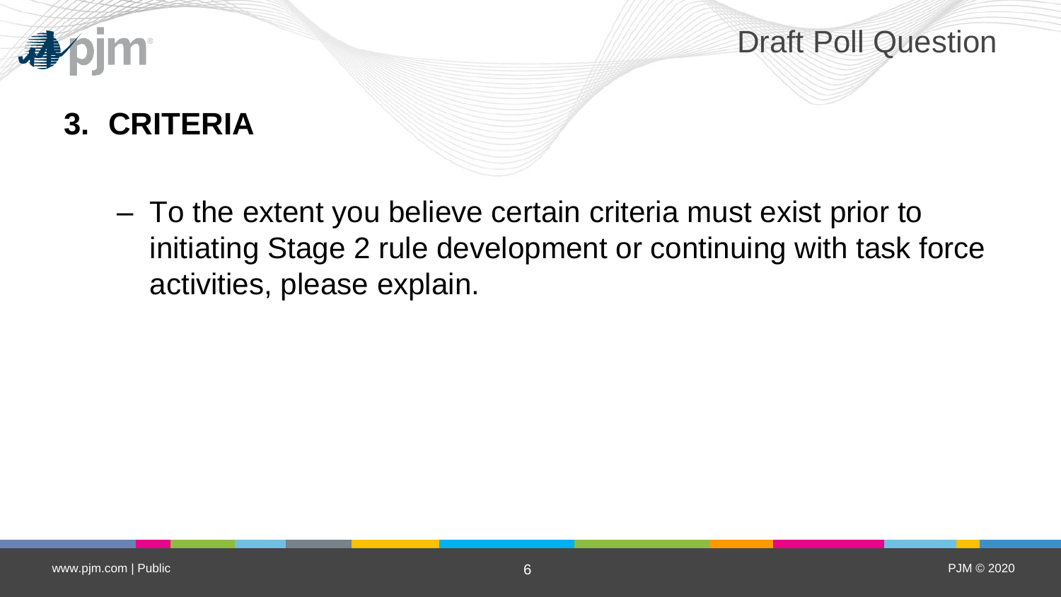Draft Poll Question

## 3. CRITERIA

- To the extent you believe certain criteria must exist prior to initiating Stage 2 rule development or continuing with task force activities, please explain.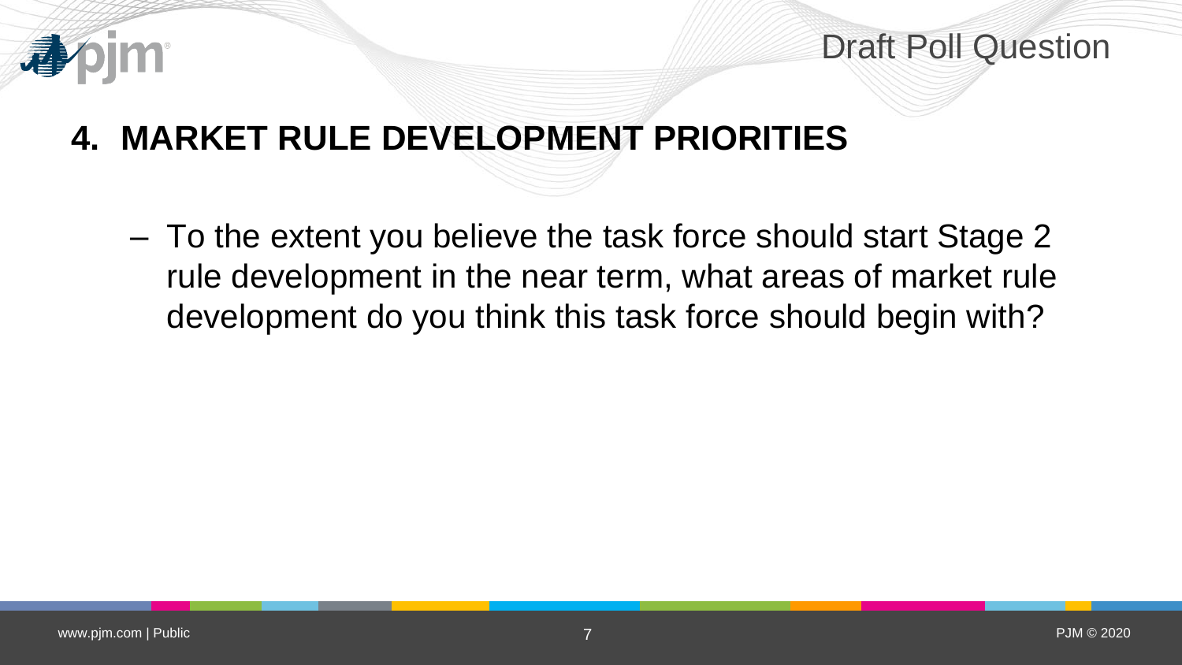Draft Poll Question

## 4. MARKET RULE DEVELOPMENT PRIORITIES

- To the extent you believe the task force should start Stage 2 rule development in the near term, what areas of market rule development do you think this task force should begin with?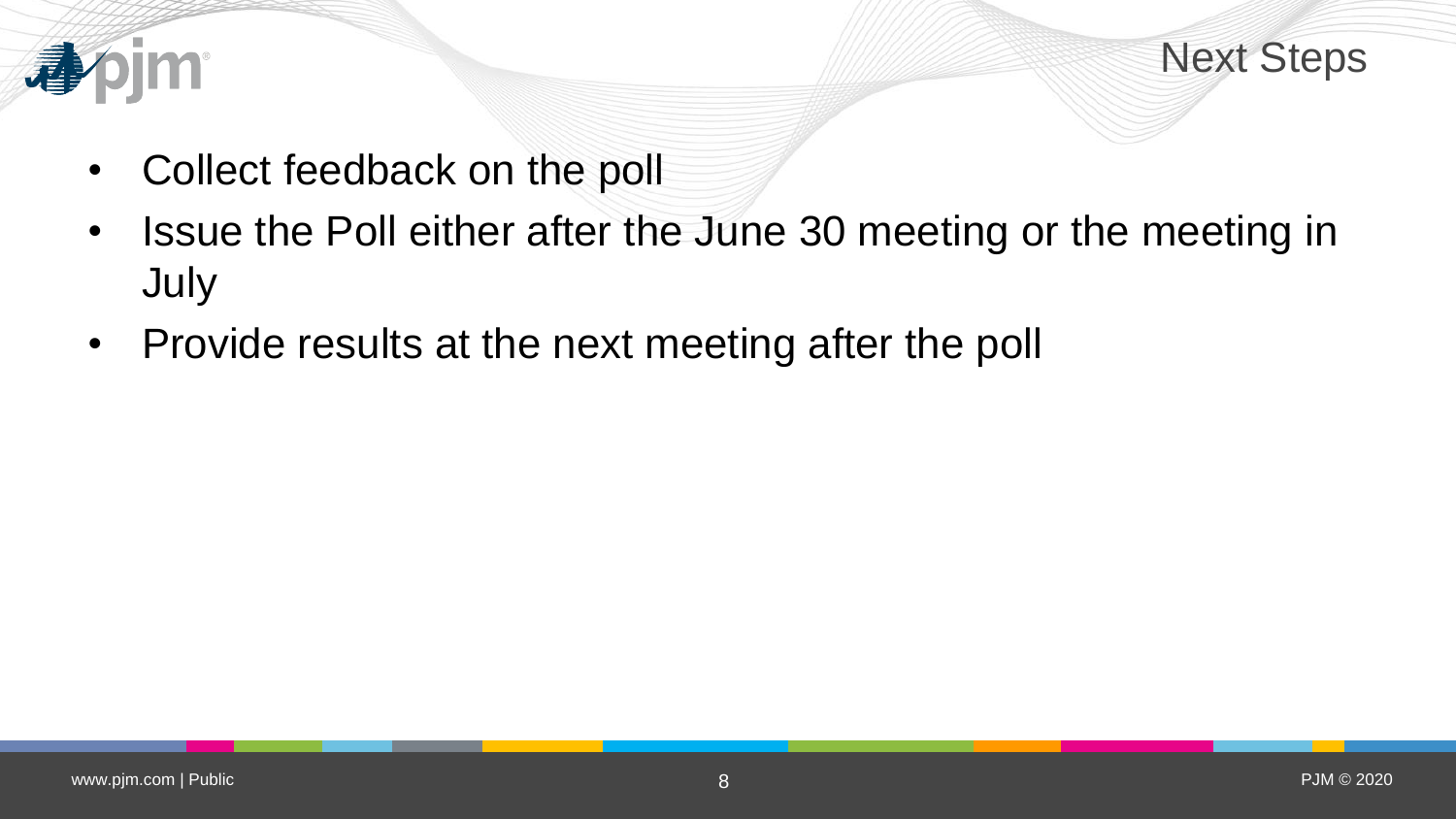# Next Steps

- Collect feedback on the poll
- Issue the Poll either after the June 30 meeting or the meeting in July
- Provide results at the next meeting after the poll